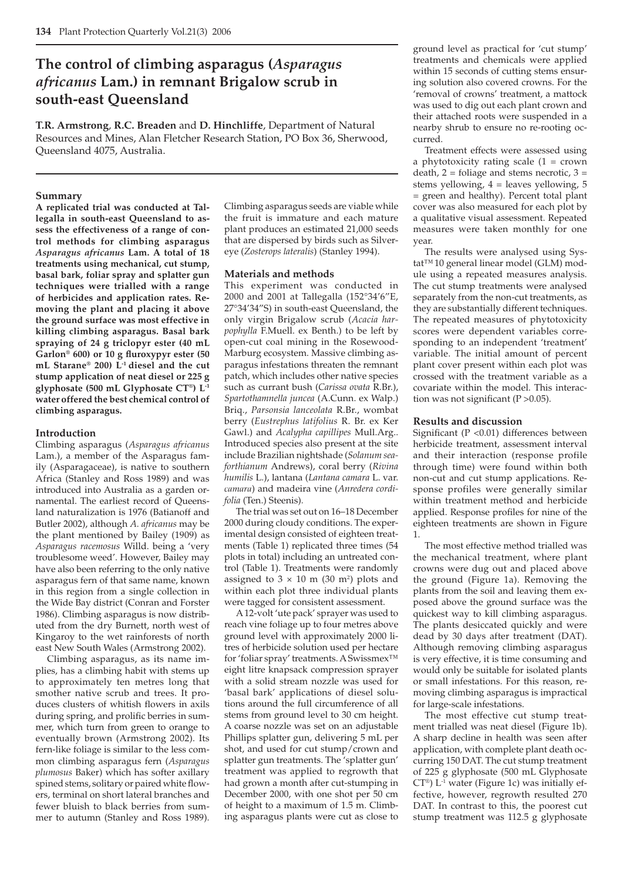# The control of climbing asparagus (*Asparagus africanus* Lam.) in remnant Brigalow scrub in south-east Queensland

**T.R. Armstrong**, **R.C. Breaden** and **D. Hinchliffe**, Department of Natural Resources and Mines, Alan Fletcher Research Station, PO Box 36, Sherwood, Queensland 4075, Australia.

## Summary

**A replicated trial was conducted at Tallegalla in south-east Queensland to assess the effectiveness of a range of control methods for climbing asparagus *Asparagus africanus* Lam. A total of 18 treatments using mechanical, cut stump, basal bark, foliar spray and splatter gun techniques were trialled with a range of herbicides and application rates. Removing the plant and placing it above the ground surface was most effective in killing climbing asparagus. Basal bark spraying of 24 g triclopyr ester (40 mL Garlon® 600) or 10 g fluroxypyr ester (50 mL Starane® 200) L$^{-1}$ diesel and the cut stump application of neat diesel or 225 g glyphosate (500 mL Glyphosate CT®) L$^{-1}$ water offered the best chemical control of climbing asparagus.**

## Introduction

Climbing asparagus (*Asparagus africanus* Lam.), a member of the Asparagus family (Asparagaceae), is native to southern Africa (Stanley and Ross 1989) and was introduced into Australia as a garden ornamental. The earliest record of Queensland naturalization is 1976 (Batianoff and Butler 2002), although *A. africanus* may be the plant mentioned by Bailey (1909) as *Asparagus racemosus* Willd. being a 'very troublesome weed'. However, Bailey may have also been referring to the only native asparagus fern of that same name, known in this region from a single collection in the Wide Bay district (Conran and Forster 1986). Climbing asparagus is now distributed from the dry Burnett, north west of Kingaroy to the wet rainforests of north east New South Wales (Armstrong 2002).

Climbing asparagus, as its name implies, has a climbing habit with stems up to approximately ten metres long that smother native scrub and trees. It produces clusters of whitish flowers in axils during spring, and prolific berries in summer, which turn from green to orange to eventually brown (Armstrong 2002). Its fern-like foliage is similar to the less common climbing asparagus fern (*Asparagus plumosus* Baker) which has softer axillary spined stems, solitary or paired white flowers, terminal on short lateral branches and fewer bluish to black berries from summer to autumn (Stanley and Ross 1989). Climbing asparagus seeds are viable while the fruit is immature and each mature plant produces an estimated 21,000 seeds that are dispersed by birds such as Silvereye (*Zosterops lateralis*) (Stanley 1994).

## Materials and methods

This experiment was conducted in 2000 and 2001 at Tallegalla (152°34'6"E, 27°34'34"S) in south-east Queensland, the only virgin Brigalow scrub (*Acacia harpophylla* F.Muell. ex Benth.) to be left by open-cut coal mining in the Rosewood-Marburg ecosystem. Massive climbing asparagus infestations threaten the remnant patch, which includes other native species such as currant bush (*Carissa ovata* R.Br.), *Spartothamnella juncea* (A.Cunn. ex Walp.) Briq., *Parsonsia lanceolata* R.Br., wombat berry (*Eustrephus latifolius* R. Br. ex Ker Gawl.) and *Acalypha capillipes* Mull.Arg.. Introduced species also present at the site include Brazilian nightshade (*Solanum seaforthianum* Andrews), coral berry (*Rivina humilis* L.), lantana (*Lantana camara* L. var. *camara*) and madeira vine (*Anredera cordifolia* (Ten.) Steenis).

The trial was set out on 16–18 December 2000 during cloudy conditions. The experimental design consisted of eighteen treatments (Table 1) replicated three times (54 plots in total) including an untreated control (Table 1). Treatments were randomly assigned to $3 \times 10$ m (30 m$^2$) plots and within each plot three individual plants were tagged for consistent assessment.

A 12-volt 'ute pack' sprayer was used to reach vine foliage up to four metres above ground level with approximately 2000 litres of herbicide solution used per hectare for 'foliar spray' treatments. A Swissmex™ eight litre knapsack compression sprayer with a solid stream nozzle was used for 'basal bark' applications of diesel solutions around the full circumference of all stems from ground level to 30 cm height. A coarse nozzle was set on an adjustable Phillips splatter gun, delivering 5 mL per shot, and used for cut stump/crown and splatter gun treatments. The 'splatter gun' treatment was applied to regrowth that had grown a month after cut-stumping in December 2000, with one shot per 50 cm of height to a maximum of 1.5 m. Climbing asparagus plants were cut as close to ground level as practical for 'cut stump' treatments and chemicals were applied within 15 seconds of cutting stems ensuring solution also covered crowns. For the 'removal of crowns' treatment, a mattock was used to dig out each plant crown and their attached roots were suspended in a nearby shrub to ensure no re-rooting occurred.

Treatment effects were assessed using a phytotoxicity rating scale (1 = crown death, 2 = foliage and stems necrotic, 3 = stems yellowing, 4 = leaves yellowing, 5 = green and healthy). Percent total plant cover was also measured for each plot by a qualitative visual assessment. Repeated measures were taken monthly for one year.

The results were analysed using Systat™ 10 general linear model (GLM) module using a repeated measures analysis. The cut stump treatments were analysed separately from the non-cut treatments, as they are substantially different techniques. The repeated measures of phytotoxicity scores were dependent variables corresponding to an independent 'treatment' variable. The initial amount of percent plant cover present within each plot was crossed with the treatment variable as a covariate within the model. This interaction was not significant ($P > 0.05$).

## Results and discussion

Significant ($P < 0.01$) differences between herbicide treatment, assessment interval and their interaction (response profile through time) were found within both non-cut and cut stump applications. Response profiles were generally similar within treatment method and herbicide applied. Response profiles for nine of the eighteen treatments are shown in Figure 1.

The most effective method trialled was the mechanical treatment, where plant crowns were dug out and placed above the ground (Figure 1a). Removing the plants from the soil and leaving them exposed above the ground surface was the quickest way to kill climbing asparagus. The plants desiccated quickly and were dead by 30 days after treatment (DAT). Although removing climbing asparagus is very effective, it is time consuming and would only be suitable for isolated plants or small infestations. For this reason, removing climbing asparagus is impractical for large-scale infestations.

The most effective cut stump treatment trialled was neat diesel (Figure 1b). A sharp decline in health was seen after application, with complete plant death occurring 150 DAT. The cut stump treatment of 225 g glyphosate (500 mL Glyphosate CT®) L$^{-1}$ water (Figure 1c) was initially effective, however, regrowth resulted 270 DAT. In contrast to this, the poorest cut stump treatment was 112.5 g glyphosate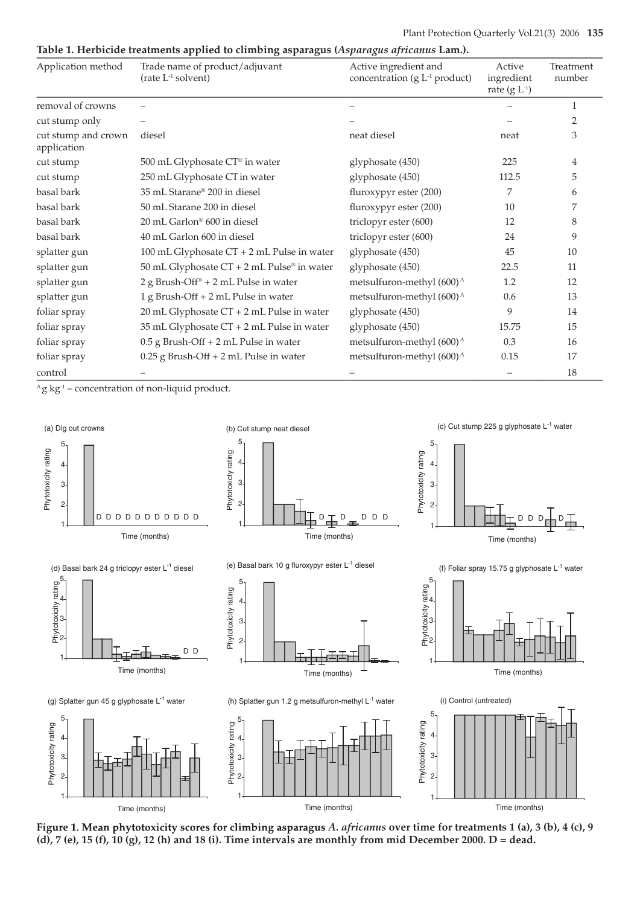**Table 1. Herbicide treatments applied to climbing asparagus (*Asparagus africanus* Lam.).**

| Application method | Trade name of product/adjuvant (rate $L^{-1}$ solvent) | Active ingredient and concentration (g $L^{-1}$ product) | Active ingredient rate (g $L^{-1}$) | Treatment number |
|---|---|---|---|---|
| removal of crowns | – | – | – | 1 |
| cut stump only | – | – | – | 2 |
| cut stump and crown application | diesel | neat diesel | neat | 3 |
| cut stump | 500 mL Glyphosate CT® in water | glyphosate (450) | 225 | 4 |
| cut stump | 250 mL Glyphosate CT in water | glyphosate (450) | 112.5 | 5 |
| basal bark | 35 mL Starane® 200 in diesel | fluroxypyr ester (200) | 7 | 6 |
| basal bark | 50 mL Starane 200 in diesel | fluroxypyr ester (200) | 10 | 7 |
| basal bark | 20 mL Garlon® 600 in diesel | triclopyr ester (600) | 12 | 8 |
| basal bark | 40 mL Garlon 600 in diesel | triclopyr ester (600) | 24 | 9 |
| splatter gun | 100 mL Glyphosate CT + 2 mL Pulse in water | glyphosate (450) | 45 | 10 |
| splatter gun | 50 mL Glyphosate CT + 2 mL Pulse® in water | glyphosate (450) | 22.5 | 11 |
| splatter gun | 2 g Brush-Off® + 2 mL Pulse in water | metsulfuron-methyl (600)[A] | 1.2 | 12 |
| splatter gun | 1 g Brush-Off + 2 mL Pulse in water | metsulfuron-methyl (600)[A] | 0.6 | 13 |
| foliar spray | 20 mL Glyphosate CT + 2 mL Pulse in water | glyphosate (450) | 9 | 14 |
| foliar spray | 35 mL Glyphosate CT + 2 mL Pulse in water | glyphosate (450) | 15.75 | 15 |
| foliar spray | 0.5 g Brush-Off + 2 mL Pulse in water | metsulfuron-methyl (600)[A] | 0.3 | 16 |
| foliar spray | 0.25 g Brush-Off + 2 mL Pulse in water | metsulfuron-methyl (600)[A] | 0.15 | 17 |
| control | – | – | – | 18 |

[A] g $kg^{-1}$ – concentration of non-liquid product.

**Figure 1. Mean phytotoxicity scores for climbing asparagus *A. africanus* over time for treatments 1 (a), 3 (b), 4 (c), 9 (d), 7 (e), 15 (f), 10 (g), 12 (h) and 18 (i). Time intervals are monthly from mid December 2000. D = dead.**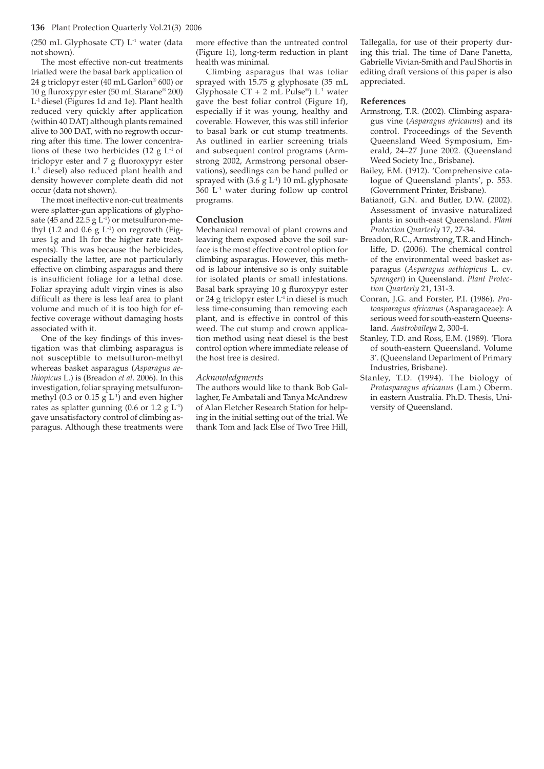(250 mL Glyphosate CT) $L^{-1}$ water (data not shown).

The most effective non-cut treatments trialled were the basal bark application of 24 g triclopyr ester (40 mL Garlon® 600) or 10 g fluroxypyr ester (50 mL Starane® 200) $L^{-1}$ diesel (Figures 1d and 1e). Plant health reduced very quickly after application (within 40 DAT) although plants remained alive to 300 DAT, with no regrowth occurring after this time. The lower concentrations of these two herbicides (12 g $L^{-1}$ of triclopyr ester and 7 g fluoroxypyr ester $L^{-1}$ diesel) also reduced plant health and density however complete death did not occur (data not shown).

The most ineffective non-cut treatments were splatter-gun applications of glyphosate (45 and 22.5 g $L^{-1}$) or metsulfuron-methyl (1.2 and 0.6 g $L^{-1}$) on regrowth (Figures 1g and 1h for the higher rate treatments). This was because the herbicides, especially the latter, are not particularly effective on climbing asparagus and there is insufficient foliage for a lethal dose. Foliar spraying adult virgin vines is also difficult as there is less leaf area to plant volume and much of it is too high for effective coverage without damaging hosts associated with it.

One of the key findings of this investigation was that climbing asparagus is not susceptible to metsulfuron-methyl whereas basket asparagus (*Asparagus aethiopicus* L.) is (Breadon *et al.* 2006). In this investigation, foliar spraying metsulfuron-methyl (0.3 or 0.15 g $L^{-1}$) and even higher rates as splatter gunning (0.6 or 1.2 g $L^{-1}$) gave unsatisfactory control of climbing asparagus. Although these treatments were more effective than the untreated control (Figure 1i), long-term reduction in plant health was minimal.

Climbing asparagus that was foliar sprayed with 15.75 g glyphosate (35 mL Glyphosate CT + 2 mL Pulse®) $L^{-1}$ water gave the best foliar control (Figure 1f), especially if it was young, healthy and coverable. However, this was still inferior to basal bark or cut stump treatments. As outlined in earlier screening trials and subsequent control programs (Armstrong 2002, Armstrong personal observations), seedlings can be hand pulled or sprayed with (3.6 g $L^{-1}$) 10 mL glyphosate 360 $L^{-1}$ water during follow up control programs.

## Conclusion

Mechanical removal of plant crowns and leaving them exposed above the soil surface is the most effective control option for climbing asparagus. However, this method is labour intensive so is only suitable for isolated plants or small infestations. Basal bark spraying 10 g fluroxypyr ester or 24 g triclopyr ester $L^{-1}$ in diesel is much less time-consuming than removing each plant, and is effective in control of this weed. The cut stump and crown application method using neat diesel is the best control option where immediate release of the host tree is desired.

### *Acknowledgments*

The authors would like to thank Bob Gallagher, Fe Ambatali and Tanya McAndrew of Alan Fletcher Research Station for helping in the initial setting out of the trial. We thank Tom and Jack Else of Two Tree Hill, Tallegalla, for use of their property during this trial. The time of Dane Panetta, Gabrielle Vivian-Smith and Paul Shortis in editing draft versions of this paper is also appreciated.

## References

Armstrong, T.R. (2002). Climbing asparagus vine (*Asparagus africanus*) and its control. Proceedings of the Seventh Queensland Weed Symposium, Emerald, 24–27 June 2002. (Queensland Weed Society Inc., Brisbane).

Bailey, F.M. (1912). 'Comprehensive catalogue of Queensland plants', p. 553. (Government Printer, Brisbane).

Batianoff, G.N. and Butler, D.W. (2002). Assessment of invasive naturalized plants in south-east Queensland. *Plant Protection Quarterly* 17, 27-34.

Breadon, R.C., Armstrong, T.R. and Hinchliffe, D. (2006). The chemical control of the environmental weed basket asparagus (*Asparagus aethiopicus* L. cv. *Sprengeri*) in Queensland. *Plant Protection Quarterly* 21, 131-3.

Conran, J.G. and Forster, P.I. (1986). *Protoasparagus africanus* (Asparagaceae): A serious weed for south-eastern Queensland. *Austrobaileya* 2, 300-4.

Stanley, T.D. and Ross, E.M. (1989). 'Flora of south-eastern Queensland. Volume 3'. (Queensland Department of Primary Industries, Brisbane).

Stanley, T.D. (1994). The biology of *Protasparagus africanus* (Lam.) Oberm. in eastern Australia. Ph.D. Thesis, University of Queensland.